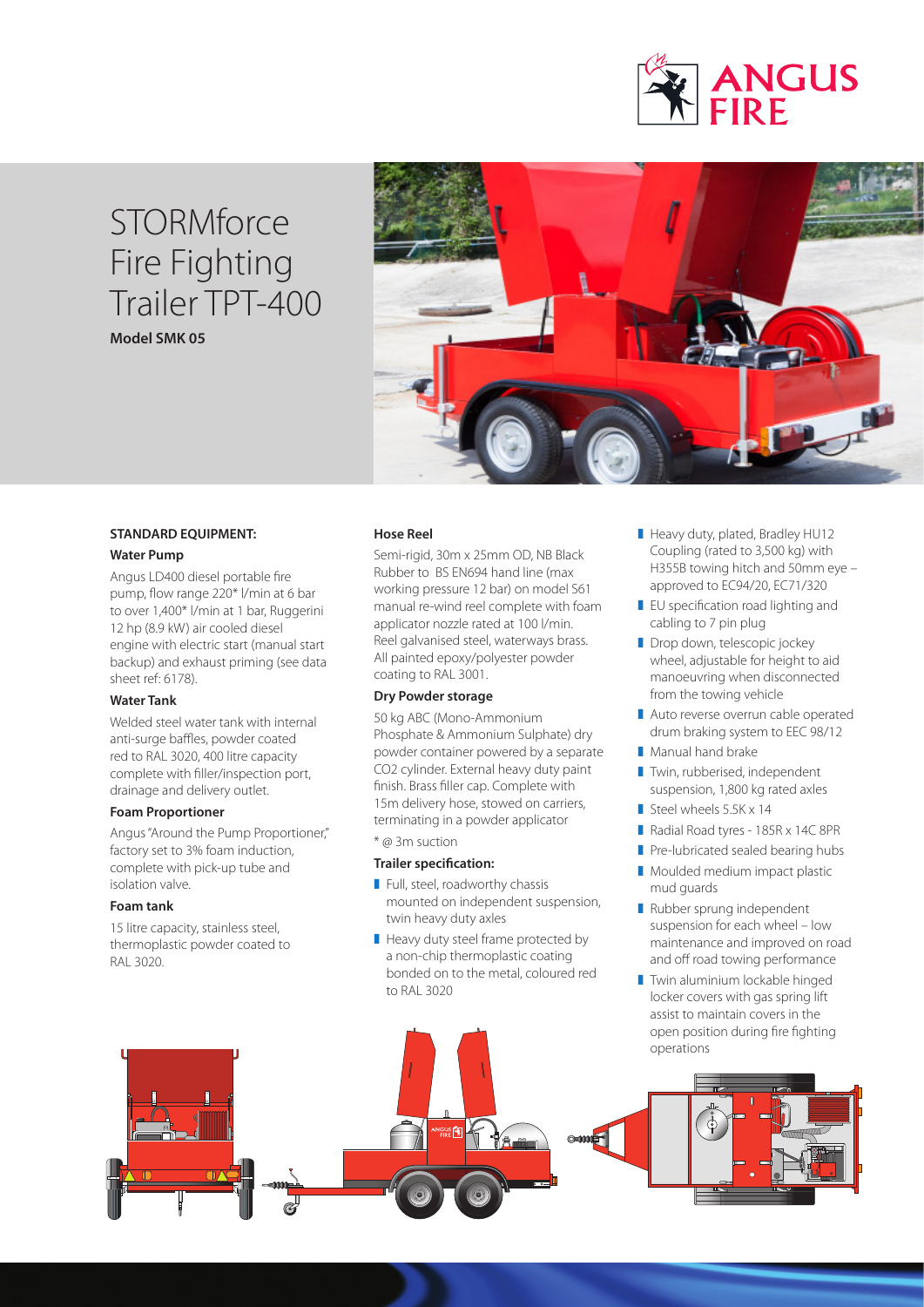# STORMforce Fire Fighting Trailer TPT-400

**Model SMK 05**

## STANDARD EQUIPMENT:

### Water Pump

Angus LD400 diesel portable fire pump, flow range 220* l/min at 6 bar to over 1,400* l/min at 1 bar, Ruggerini 12 hp (8.9 kW) air cooled diesel engine with electric start (manual start backup) and exhaust priming (see data sheet ref: 6178).

### Water Tank

Welded steel water tank with internal anti-surge baffles, powder coated red to RAL 3020, 400 litre capacity complete with filler/inspection port, drainage and delivery outlet.

### Foam Proportioner

Angus "Around the Pump Proportioner," factory set to 3% foam induction, complete with pick-up tube and isolation valve.

### Foam tank

15 litre capacity, stainless steel, thermoplastic powder coated to RAL 3020.

### Hose Reel

Semi-rigid, 30m x 25mm OD, NB Black Rubber to BS EN694 hand line (max working pressure 12 bar) on model S61 manual re-wind reel complete with foam applicator nozzle rated at 100 l/min. Reel galvanised steel, waterways brass. All painted epoxy/polyester powder coating to RAL 3001.

### Dry Powder storage

50 kg ABC (Mono-Ammonium Phosphate & Ammonium Sulphate) dry powder container powered by a separate $CO_2$ cylinder. External heavy duty paint finish. Brass filler cap. Complete with 15m delivery hose, stowed on carriers, terminating in a powder applicator

* @ 3m suction

### Trailer specification:

- Full, steel, roadworthy chassis mounted on independent suspension, twin heavy duty axles
- Heavy duty steel frame protected by a non-chip thermoplastic coating bonded on to the metal, coloured red to RAL 3020
- Heavy duty, plated, Bradley HU12 Coupling (rated to 3,500 kg) with H355B towing hitch and 50mm eye – approved to EC94/20, EC71/320
- EU specification road lighting and cabling to 7 pin plug
- Drop down, telescopic jockey wheel, adjustable for height to aid manoeuvring when disconnected from the towing vehicle
- Auto reverse overrun cable operated drum braking system to EEC 98/12
- Manual hand brake
- Twin, rubberised, independent suspension, 1,800 kg rated axles
- Steel wheels 5.5K x 14
- Radial Road tyres - 185R x 14C 8PR
- Pre-lubricated sealed bearing hubs
- Moulded medium impact plastic mud guards
- Rubber sprung independent suspension for each wheel – low maintenance and improved on road and off road towing performance
- Twin aluminium lockable hinged locker covers with gas spring lift assist to maintain covers in the open position during fire fighting operations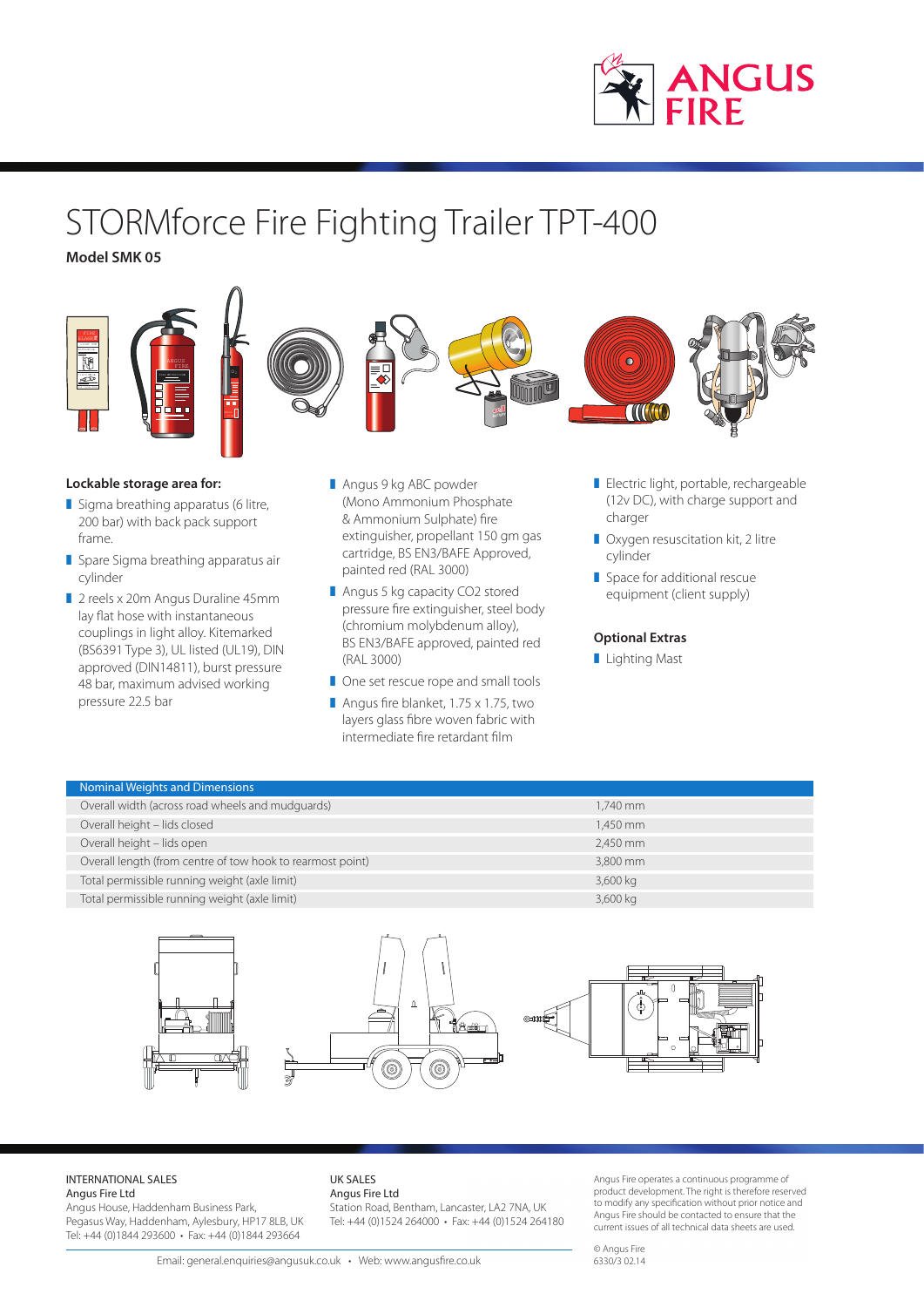# STORMforce Fire Fighting Trailer TPT-400

**Model SMK 05**

**Lockable storage area for:**

- Sigma breathing apparatus (6 litre, 200 bar) with back pack support frame.
- Spare Sigma breathing apparatus air cylinder
- 2 reels x 20m Angus Duraline 45mm lay flat hose with instantaneous couplings in light alloy. Kitemarked (BS6391 Type 3), UL listed (UL19), DIN approved (DIN14811), burst pressure 48 bar, maximum advised working pressure 22.5 bar
- Angus 9 kg ABC powder (Mono Ammonium Phosphate & Ammonium Sulphate) fire extinguisher, propellant 150 gm gas cartridge, BS EN3/BAFE Approved, painted red (RAL 3000)
- Angus 5 kg capacity CO2 stored pressure fire extinguisher, steel body (chromium molybdenum alloy), BS EN3/BAFE approved, painted red (RAL 3000)
- One set rescue rope and small tools
- Angus fire blanket, 1.75 x 1.75, two layers glass fibre woven fabric with intermediate fire retardant film
- Electric light, portable, rechargeable (12v DC), with charge support and charger
- Oxygen resuscitation kit, 2 litre cylinder
- Space for additional rescue equipment (client supply)

**Optional Extras**

- Lighting Mast

| Nominal Weights and Dimensions | |
|---|---|
| Overall width (across road wheels and mudguards) | 1,740 mm |
| Overall height – lids closed | 1,450 mm |
| Overall height – lids open | 2,450 mm |
| Overall length (from centre of tow hook to rearmost point) | 3,800 mm |
| Total permissible running weight (axle limit) | 3,600 kg |
| Total permissible running weight (axle limit) | 3,600 kg |

INTERNATIONAL SALES
Angus Fire Ltd
Angus House, Haddenham Business Park, Pegasus Way, Haddenham, Aylesbury, HP17 8LB, UK
Tel: +44 (0)1844 293600 • Fax: +44 (0)1844 293664

UK SALES
Angus Fire Ltd
Station Road, Bentham, Lancaster, LA2 7NA, UK
Tel: +44 (0)1524 264000 • Fax: +44 (0)1524 264180

Email: general.enquiries@angusuk.co.uk • Web: www.angusfire.co.uk

Angus Fire operates a continuous programme of product development. The right is therefore reserved to modify any specification without prior notice and Angus Fire should be contacted to ensure that the current issues of all technical data sheets are used.

© Angus Fire
6330/3 02.14